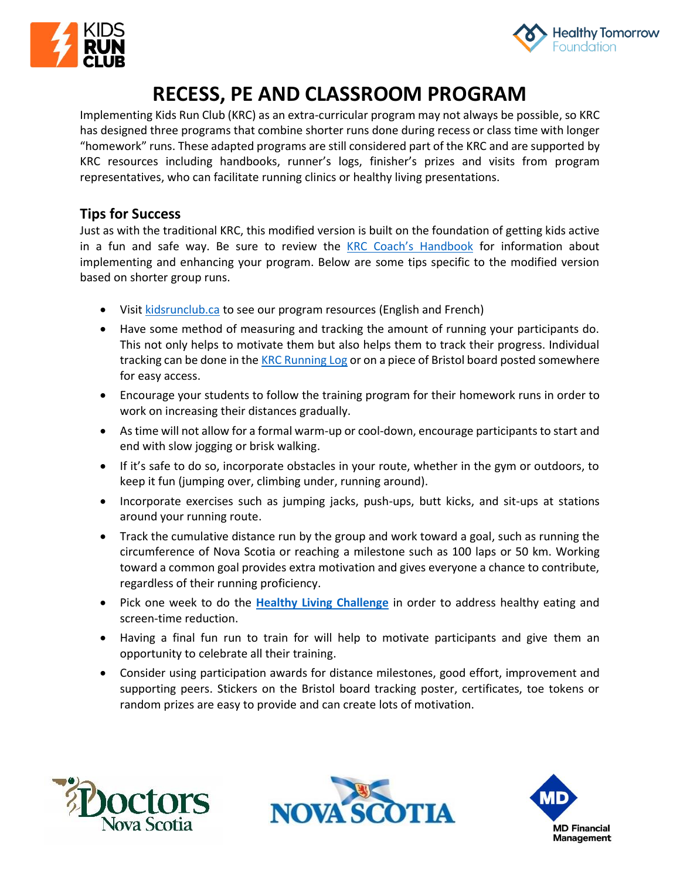# RECESS, PE AND CLASSROOM PROGRAM

Implementing Kids Run Club (KRC) as an extra-curricular program may not always be possible, so KRC has designed three programs that combine shorter runs done during recess or class time with longer "homework" runs. These adapted programs are still considered part of the KRC and are supported by KRC resources including handbooks, runner's logs, finisher's prizes and visits from program representatives, who can facilitate running clinics or healthy living presentations.

## Tips for Success

Just as with the traditional KRC, this modified version is built on the foundation of getting kids active in a fun and safe way. Be sure to review the KRC Coach's Handbook for information about implementing and enhancing your program. Below are some tips specific to the modified version based on shorter group runs.

- Visit kidsrunclub.ca to see our program resources (English and French)
- Have some method of measuring and tracking the amount of running your participants do. This not only helps to motivate them but also helps them to track their progress. Individual tracking can be done in the KRC Running Log or on a piece of Bristol board posted somewhere for easy access.
- Encourage your students to follow the training program for their homework runs in order to work on increasing their distances gradually.
- As time will not allow for a formal warm-up or cool-down, encourage participants to start and end with slow jogging or brisk walking.
- If it's safe to do so, incorporate obstacles in your route, whether in the gym or outdoors, to keep it fun (jumping over, climbing under, running around).
- Incorporate exercises such as jumping jacks, push-ups, butt kicks, and sit-ups at stations around your running route.
- Track the cumulative distance run by the group and work toward a goal, such as running the circumference of Nova Scotia or reaching a milestone such as 100 laps or 50 km. Working toward a common goal provides extra motivation and gives everyone a chance to contribute, regardless of their running proficiency.
- Pick one week to do the **Healthy Living Challenge** in order to address healthy eating and screen-time reduction.
- Having a final fun run to train for will help to motivate participants and give them an opportunity to celebrate all their training.
- Consider using participation awards for distance milestones, good effort, improvement and supporting peers. Stickers on the Bristol board tracking poster, certificates, toe tokens or random prizes are easy to provide and can create lots of motivation.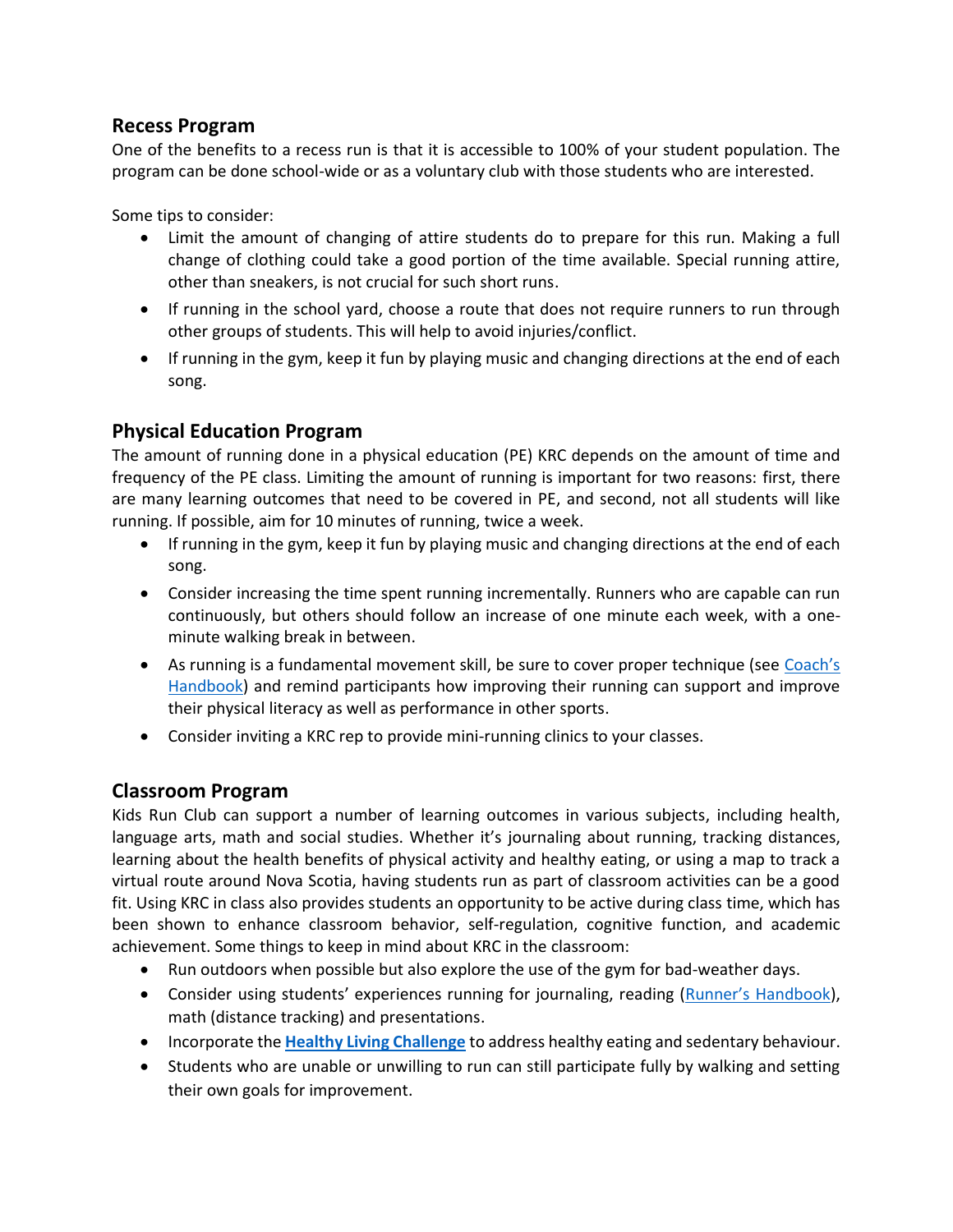## Recess Program

One of the benefits to a recess run is that it is accessible to 100% of your student population. The program can be done school-wide or as a voluntary club with those students who are interested.

Some tips to consider:

- Limit the amount of changing of attire students do to prepare for this run. Making a full change of clothing could take a good portion of the time available. Special running attire, other than sneakers, is not crucial for such short runs.
- If running in the school yard, choose a route that does not require runners to run through other groups of students. This will help to avoid injuries/conflict.
- If running in the gym, keep it fun by playing music and changing directions at the end of each song.

## Physical Education Program

The amount of running done in a physical education (PE) KRC depends on the amount of time and frequency of the PE class. Limiting the amount of running is important for two reasons: first, there are many learning outcomes that need to be covered in PE, and second, not all students will like running. If possible, aim for 10 minutes of running, twice a week.

- If running in the gym, keep it fun by playing music and changing directions at the end of each song.
- Consider increasing the time spent running incrementally. Runners who are capable can run continuously, but others should follow an increase of one minute each week, with a one-minute walking break in between.
- As running is a fundamental movement skill, be sure to cover proper technique (see Coach's Handbook) and remind participants how improving their running can support and improve their physical literacy as well as performance in other sports.
- Consider inviting a KRC rep to provide mini-running clinics to your classes.

## Classroom Program

Kids Run Club can support a number of learning outcomes in various subjects, including health, language arts, math and social studies. Whether it's journaling about running, tracking distances, learning about the health benefits of physical activity and healthy eating, or using a map to track a virtual route around Nova Scotia, having students run as part of classroom activities can be a good fit. Using KRC in class also provides students an opportunity to be active during class time, which has been shown to enhance classroom behavior, self-regulation, cognitive function, and academic achievement. Some things to keep in mind about KRC in the classroom:

- Run outdoors when possible but also explore the use of the gym for bad-weather days.
- Consider using students' experiences running for journaling, reading (Runner's Handbook), math (distance tracking) and presentations.
- Incorporate the **Healthy Living Challenge** to address healthy eating and sedentary behaviour.
- Students who are unable or unwilling to run can still participate fully by walking and setting their own goals for improvement.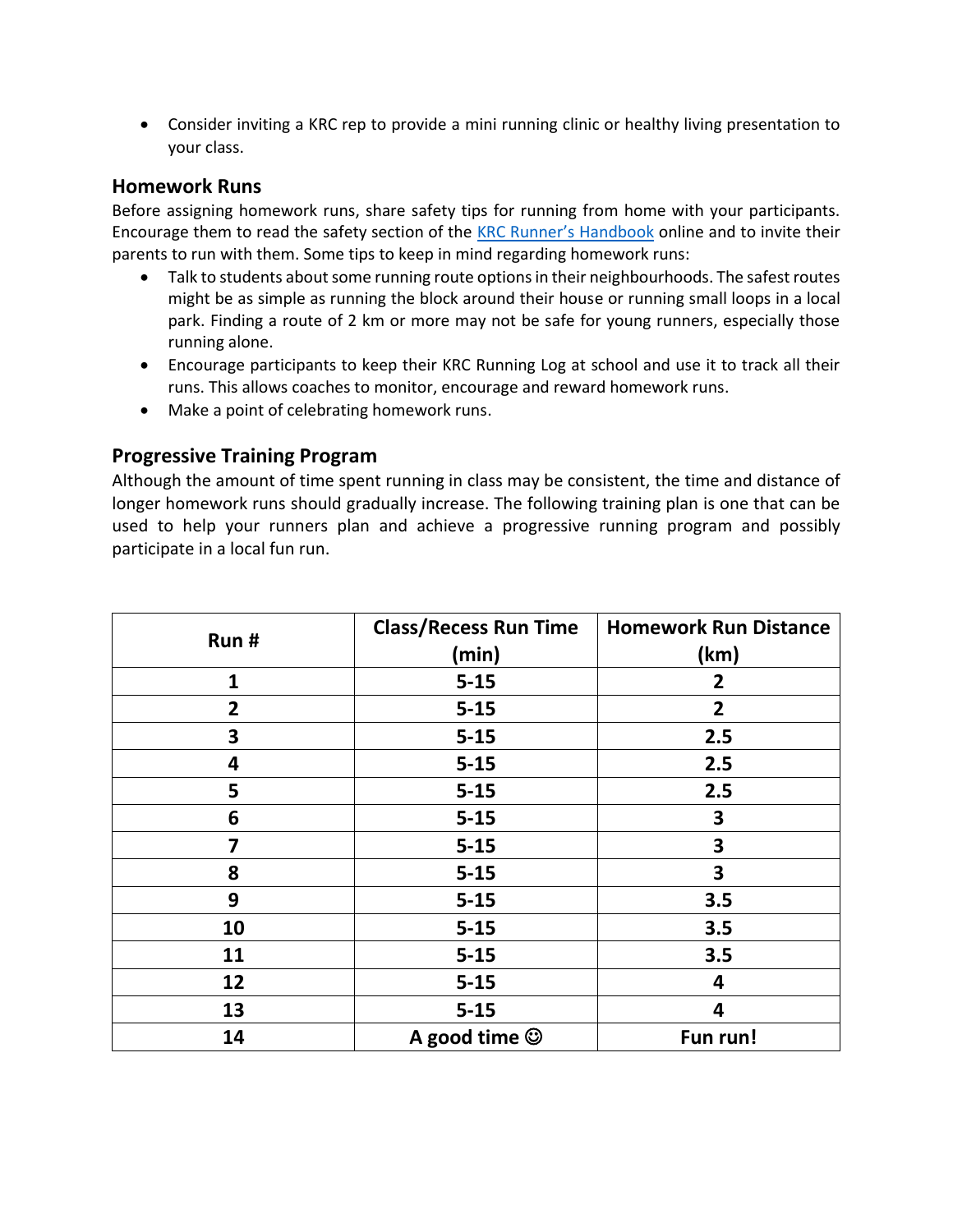- Consider inviting a KRC rep to provide a mini running clinic or healthy living presentation to your class.

### Homework Runs

Before assigning homework runs, share safety tips for running from home with your participants. Encourage them to read the safety section of the [KRC Runner's Handbook]() online and to invite their parents to run with them. Some tips to keep in mind regarding homework runs:

- Talk to students about some running route options in their neighbourhoods. The safest routes might be as simple as running the block around their house or running small loops in a local park. Finding a route of 2 km or more may not be safe for young runners, especially those running alone.
- Encourage participants to keep their KRC Running Log at school and use it to track all their runs. This allows coaches to monitor, encourage and reward homework runs.
- Make a point of celebrating homework runs.

### Progressive Training Program

Although the amount of time spent running in class may be consistent, the time and distance of longer homework runs should gradually increase. The following training plan is one that can be used to help your runners plan and achieve a progressive running program and possibly participate in a local fun run.

| Run # | Class/Recess Run Time (min) | Homework Run Distance (km) |
|---|---|---|
| **1** | **5-15** | **2** |
| **2** | **5-15** | **2** |
| **3** | **5-15** | **2.5** |
| **4** | **5-15** | **2.5** |
| **5** | **5-15** | **2.5** |
| **6** | **5-15** | **3** |
| **7** | **5-15** | **3** |
| **8** | **5-15** | **3** |
| **9** | **5-15** | **3.5** |
| **10** | **5-15** | **3.5** |
| **11** | **5-15** | **3.5** |
| **12** | **5-15** | **4** |
| **13** | **5-15** | **4** |
| **14** | **A good time ☺** | **Fun run!** |